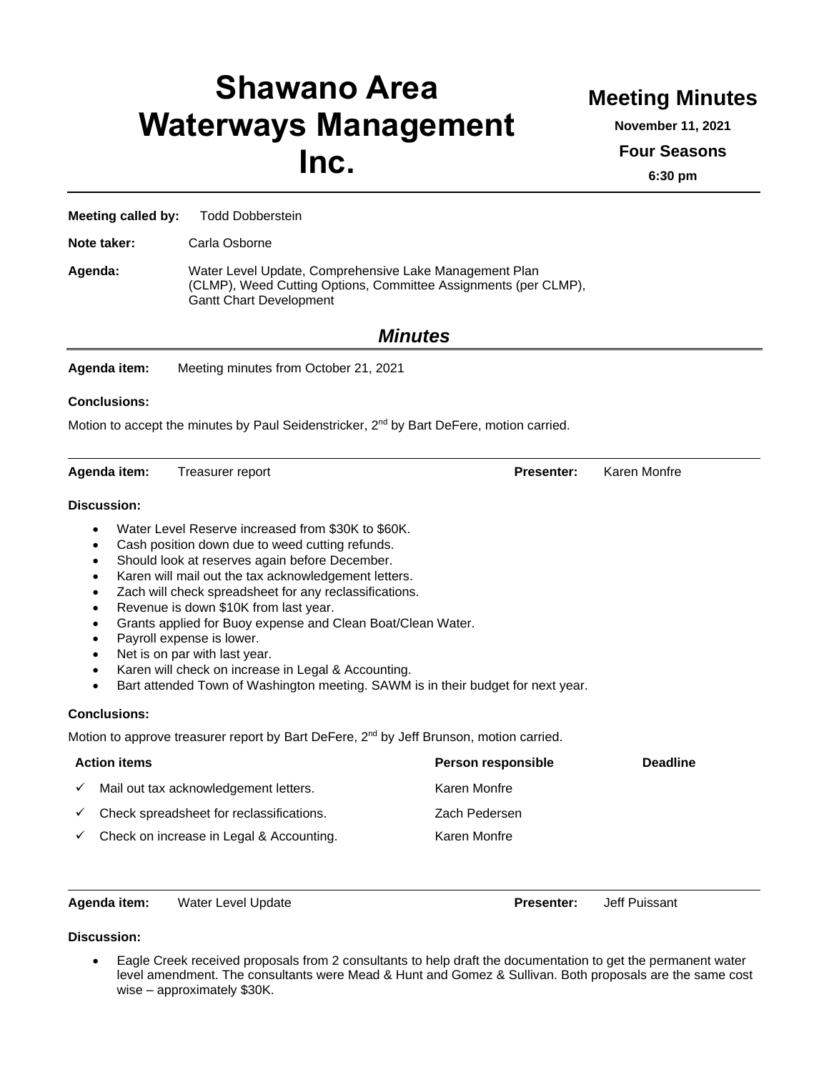# Shawano Area Waterways Management Inc.

## Meeting Minutes

**November 11, 2021**

**Four Seasons**

**6:30 pm**

---

**Meeting called by:** Todd Dobberstein

**Note taker:** Carla Osborne

**Agenda:** Water Level Update, Comprehensive Lake Management Plan (CLMP), Weed Cutting Options, Committee Assignments (per CLMP), Gantt Chart Development

## *Minutes*

---

**Agenda item:** Meeting minutes from October 21, 2021

**Conclusions:**

Motion to accept the minutes by Paul Seidenstricker, 2nd by Bart DeFere, motion carried.

---

**Agenda item:** Treasurer report **Presenter:** Karen Monfre

**Discussion:**

- Water Level Reserve increased from $30K to $60K.
- Cash position down due to weed cutting refunds.
- Should look at reserves again before December.
- Karen will mail out the tax acknowledgement letters.
- Zach will check spreadsheet for any reclassifications.
- Revenue is down $10K from last year.
- Grants applied for Buoy expense and Clean Boat/Clean Water.
- Payroll expense is lower.
- Net is on par with last year.
- Karen will check on increase in Legal & Accounting.
- Bart attended Town of Washington meeting. SAWM is in their budget for next year.

**Conclusions:**

Motion to approve treasurer report by Bart DeFere, 2nd by Jeff Brunson, motion carried.

| Action items | Person responsible | Deadline |
|---|---|---|
| ✓ Mail out tax acknowledgement letters. | Karen Monfre | |
| ✓ Check spreadsheet for reclassifications. | Zach Pedersen | |
| ✓ Check on increase in Legal & Accounting. | Karen Monfre | |

---

**Agenda item:** Water Level Update **Presenter:** Jeff Puissant

**Discussion:**

- Eagle Creek received proposals from 2 consultants to help draft the documentation to get the permanent water level amendment. The consultants were Mead & Hunt and Gomez & Sullivan. Both proposals are the same cost wise – approximately $30K.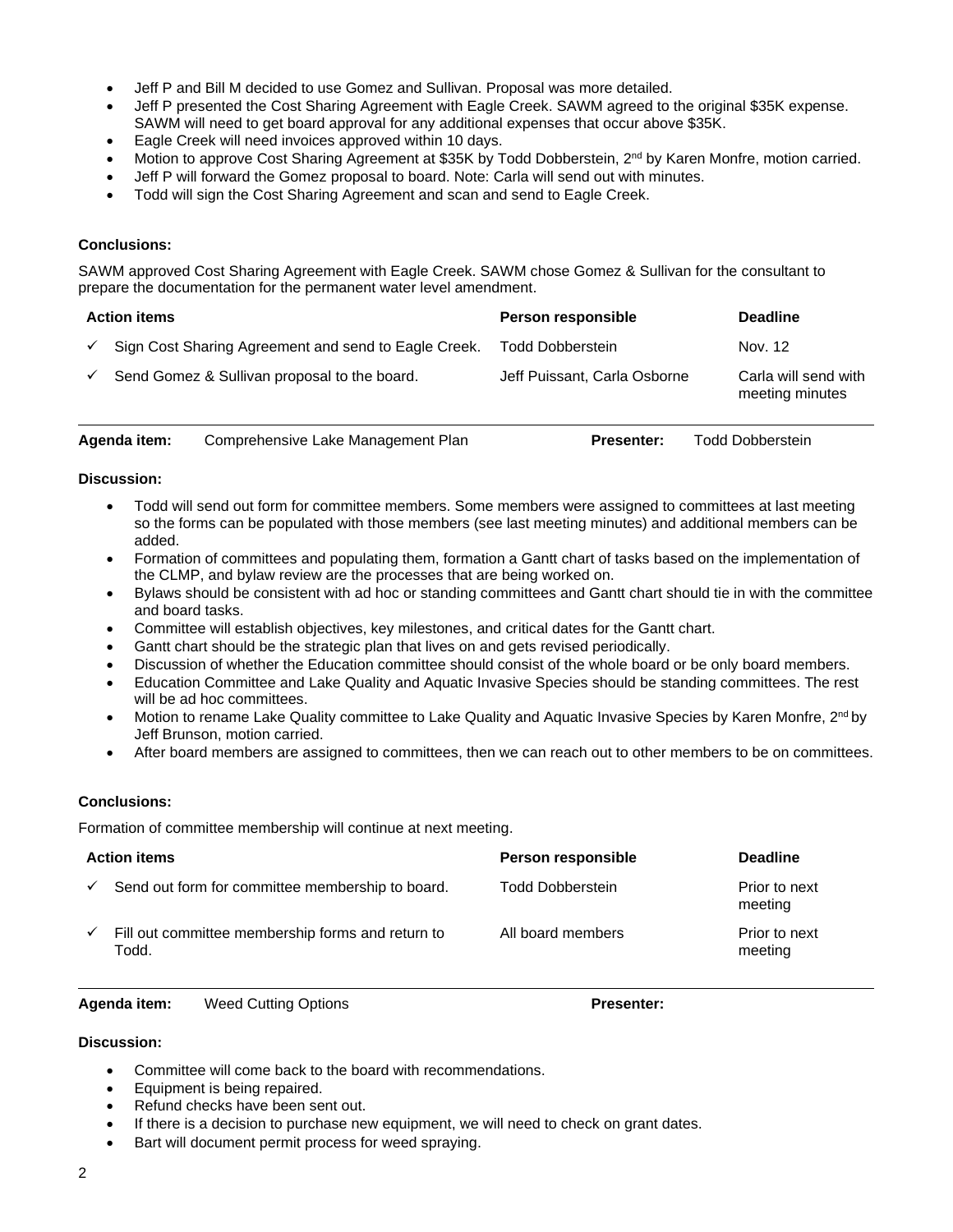- Jeff P and Bill M decided to use Gomez and Sullivan. Proposal was more detailed.
- Jeff P presented the Cost Sharing Agreement with Eagle Creek. SAWM agreed to the original \$35K expense. SAWM will need to get board approval for any additional expenses that occur above \$35K.
- Eagle Creek will need invoices approved within 10 days.
- Motion to approve Cost Sharing Agreement at \$35K by Todd Dobberstein, 2nd by Karen Monfre, motion carried.
- Jeff P will forward the Gomez proposal to board. Note: Carla will send out with minutes.
- Todd will sign the Cost Sharing Agreement and scan and send to Eagle Creek.

**Conclusions:**

SAWM approved Cost Sharing Agreement with Eagle Creek. SAWM chose Gomez & Sullivan for the consultant to prepare the documentation for the permanent water level amendment.

| Action items | Person responsible | Deadline |
|---|---|---|
| ✓ Sign Cost Sharing Agreement and send to Eagle Creek. | Todd Dobberstein | Nov. 12 |
| ✓ Send Gomez & Sullivan proposal to the board. | Jeff Puissant, Carla Osborne | Carla will send with meeting minutes |

**Agenda item:** Comprehensive Lake Management Plan **Presenter:** Todd Dobberstein

**Discussion:**

- Todd will send out form for committee members. Some members were assigned to committees at last meeting so the forms can be populated with those members (see last meeting minutes) and additional members can be added.
- Formation of committees and populating them, formation a Gantt chart of tasks based on the implementation of the CLMP, and bylaw review are the processes that are being worked on.
- Bylaws should be consistent with ad hoc or standing committees and Gantt chart should tie in with the committee and board tasks.
- Committee will establish objectives, key milestones, and critical dates for the Gantt chart.
- Gantt chart should be the strategic plan that lives on and gets revised periodically.
- Discussion of whether the Education committee should consist of the whole board or be only board members.
- Education Committee and Lake Quality and Aquatic Invasive Species should be standing committees. The rest will be ad hoc committees.
- Motion to rename Lake Quality committee to Lake Quality and Aquatic Invasive Species by Karen Monfre, 2nd by Jeff Brunson, motion carried.
- After board members are assigned to committees, then we can reach out to other members to be on committees.

**Conclusions:**

Formation of committee membership will continue at next meeting.

| Action items | Person responsible | Deadline |
|---|---|---|
| ✓ Send out form for committee membership to board. | Todd Dobberstein | Prior to next meeting |
| ✓ Fill out committee membership forms and return to Todd. | All board members | Prior to next meeting |

**Agenda item:** Weed Cutting Options **Presenter:**

**Discussion:**

- Committee will come back to the board with recommendations.
- Equipment is being repaired.
- Refund checks have been sent out.
- If there is a decision to purchase new equipment, we will need to check on grant dates.
- Bart will document permit process for weed spraying.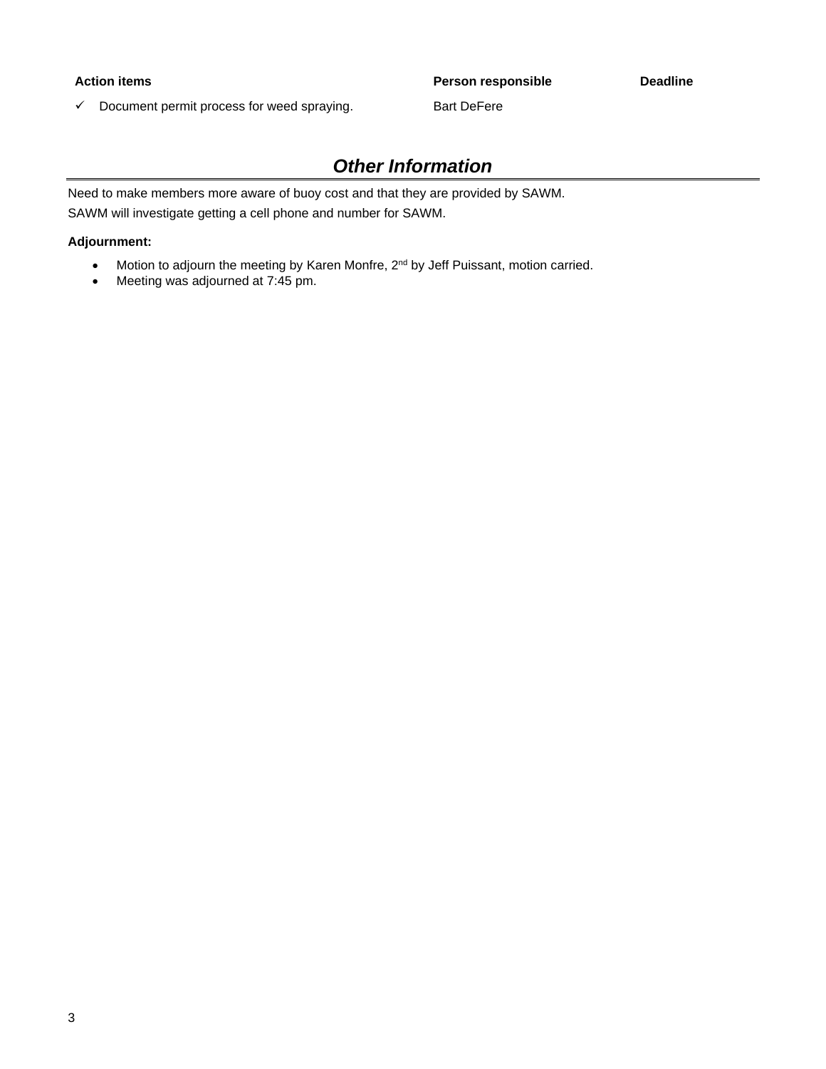| Action items | Person responsible | Deadline |
|---|---|---|
| ✓ Document permit process for weed spraying. | Bart DeFere | |

## *Other Information*

Need to make members more aware of buoy cost and that they are provided by SAWM.

SAWM will investigate getting a cell phone and number for SAWM.

**Adjournment:**

- Motion to adjourn the meeting by Karen Monfre, 2nd by Jeff Puissant, motion carried.
- Meeting was adjourned at 7:45 pm.